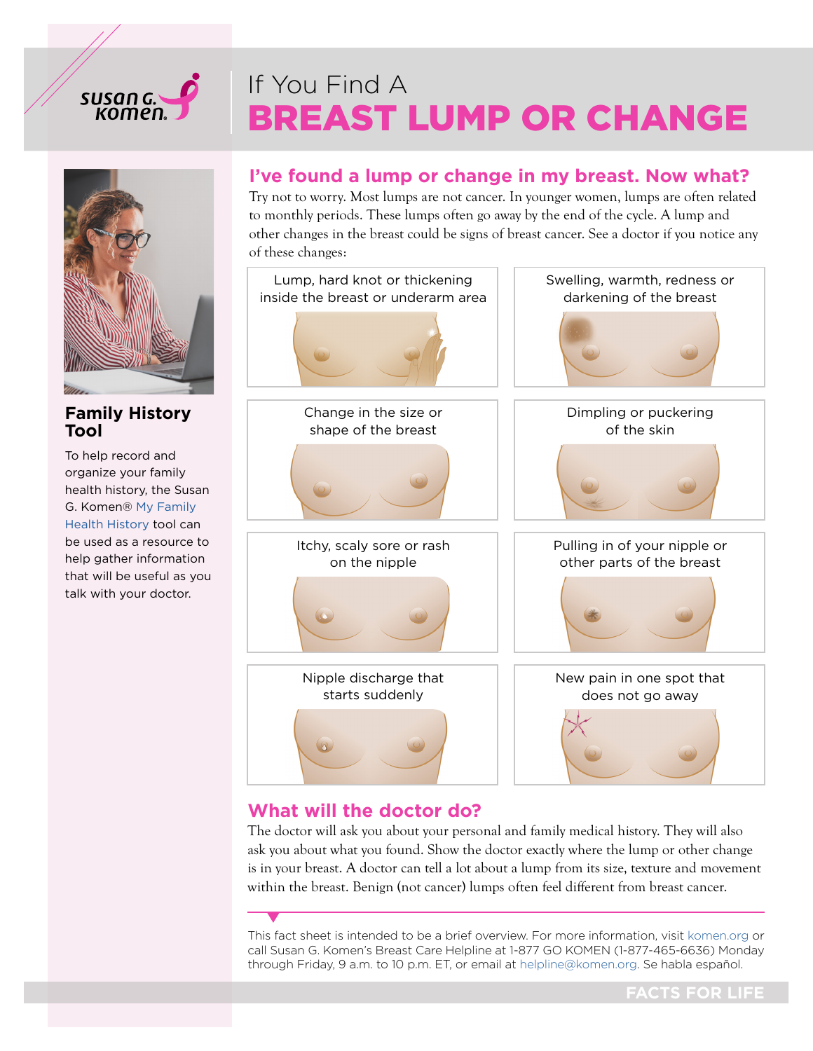# If You Find A BREAST LUMP OR CHANGE

## I've found a lump or change in my breast. Now what?

Try not to worry. Most lumps are not cancer. In younger women, lumps are often related to monthly periods. These lumps often go away by the end of the cycle. A lump and other changes in the breast could be signs of breast cancer. See a doctor if you notice any of these changes:

- Lump, hard knot or thickening inside the breast or underarm area
- Swelling, warmth, redness or darkening of the breast
- Change in the size or shape of the breast
- Dimpling or puckering of the skin
- Itchy, scaly sore or rash on the nipple
- Pulling in of your nipple or other parts of the breast
- Nipple discharge that starts suddenly
- New pain in one spot that does not go away

## What will the doctor do?

The doctor will ask you about your personal and family medical history. They will also ask you about what you found. Show the doctor exactly where the lump or other change is in your breast. A doctor can tell a lot about a lump from its size, texture and movement within the breast. Benign (not cancer) lumps often feel different from breast cancer.

### Family History Tool

To help record and organize your family health history, the Susan G. Komen® My Family Health History tool can be used as a resource to help gather information that will be useful as you talk with your doctor.

This fact sheet is intended to be a brief overview. For more information, visit komen.org or call Susan G. Komen's Breast Care Helpline at 1-877 GO KOMEN (1-877-465-6636) Monday through Friday, 9 a.m. to 10 p.m. ET, or email at helpline@komen.org. Se habla español.

FACTS FOR LIFE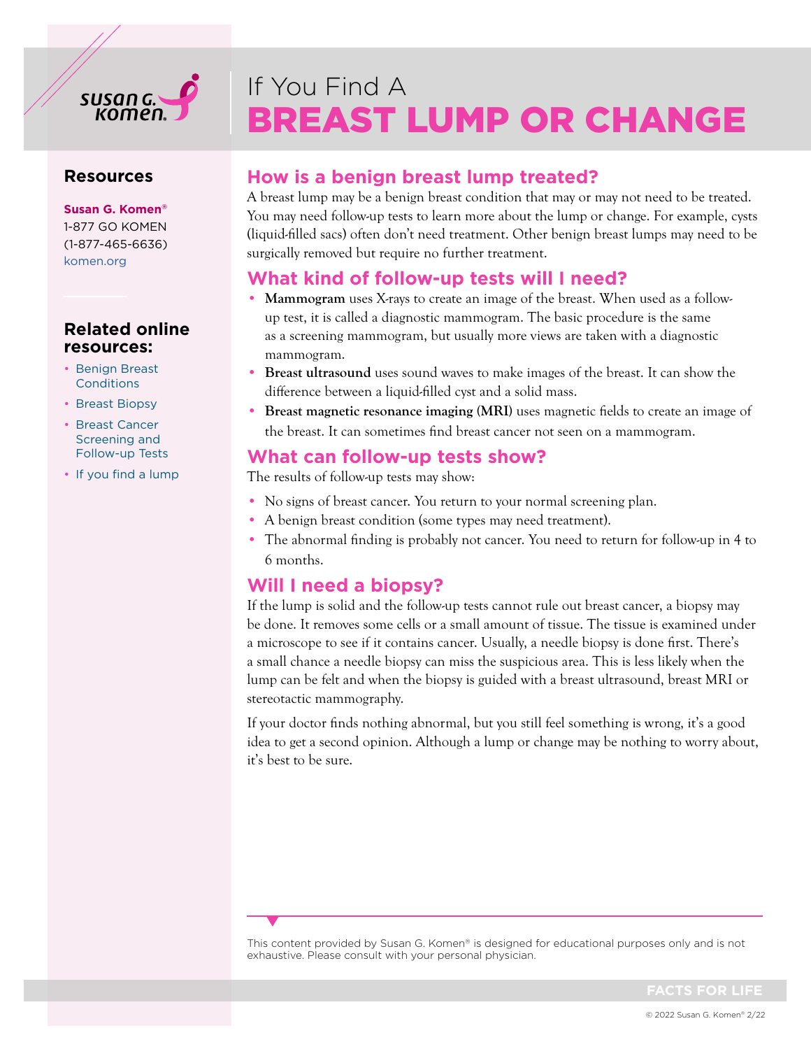# If You Find A BREAST LUMP OR CHANGE

## Resources

**Susan G. Komen®**
1-877 GO KOMEN
(1-877-465-6636)
komen.org

## Related online resources:

- Benign Breast Conditions
- Breast Biopsy
- Breast Cancer Screening and Follow-up Tests
- If you find a lump

## How is a benign breast lump treated?

A breast lump may be a benign breast condition that may or may not need to be treated. You may need follow-up tests to learn more about the lump or change. For example, cysts (liquid-filled sacs) often don't need treatment. Other benign breast lumps may need to be surgically removed but require no further treatment.

## What kind of follow-up tests will I need?

- **Mammogram** uses X-rays to create an image of the breast. When used as a follow-up test, it is called a diagnostic mammogram. The basic procedure is the same as a screening mammogram, but usually more views are taken with a diagnostic mammogram.
- **Breast ultrasound** uses sound waves to make images of the breast. It can show the difference between a liquid-filled cyst and a solid mass.
- **Breast magnetic resonance imaging (MRI)** uses magnetic fields to create an image of the breast. It can sometimes find breast cancer not seen on a mammogram.

## What can follow-up tests show?

The results of follow-up tests may show:

- No signs of breast cancer. You return to your normal screening plan.
- A benign breast condition (some types may need treatment).
- The abnormal finding is probably not cancer. You need to return for follow-up in 4 to 6 months.

## Will I need a biopsy?

If the lump is solid and the follow-up tests cannot rule out breast cancer, a biopsy may be done. It removes some cells or a small amount of tissue. The tissue is examined under a microscope to see if it contains cancer. Usually, a needle biopsy is done first. There's a small chance a needle biopsy can miss the suspicious area. This is less likely when the lump can be felt and when the biopsy is guided with a breast ultrasound, breast MRI or stereotactic mammography.

If your doctor finds nothing abnormal, but you still feel something is wrong, it's a good idea to get a second opinion. Although a lump or change may be nothing to worry about, it's best to be sure.

This content provided by Susan G. Komen® is designed for educational purposes only and is not exhaustive. Please consult with your personal physician.

FACTS FOR LIFE

© 2022 Susan G. Komen® 2/22